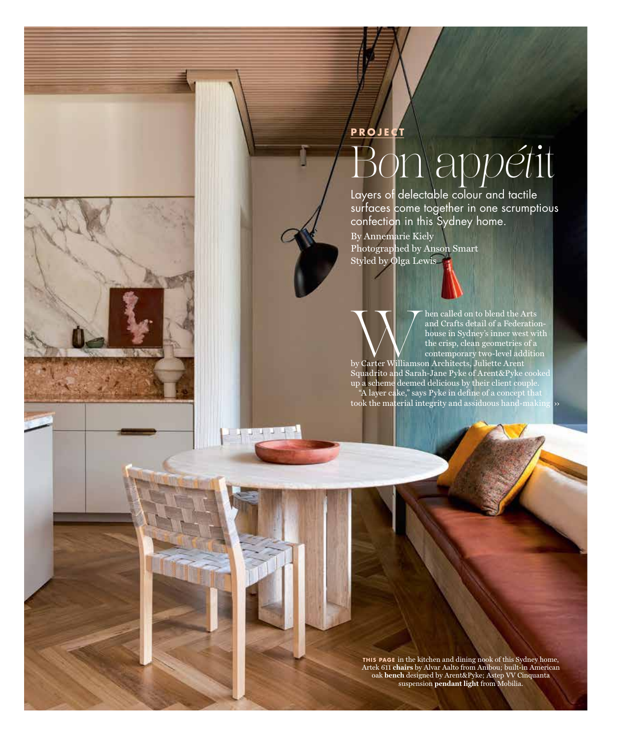**PROJECT**

# Bon appétit

Layers of delectable colour and tactile surfaces come together in one scrumptious confection in this Sydney home.

By Annemarie Kiely
Photographed by Anson Smart
Styled by Olga Lewis

When called on to blend the Arts and Crafts detail of a Federation-house in Sydney's inner west with the crisp, clean geometries of a contemporary two-level addition by Carter Williamson Architects, Juliette Arent Squadrito and Sarah-Jane Pyke of Arent&Pyke cooked up a scheme deemed delicious by their client couple.

"A layer cake," says Pyke in define of a concept that took the material integrity and assiduous hand-making ››

**THIS PAGE** in the kitchen and dining nook of this Sydney home, Artek 611 **chairs** by Alvar Aalto from Anibou; built-in American oak **bench** designed by Arent&Pyke; Astep VV Cinquanta suspension **pendant light** from Mobilia.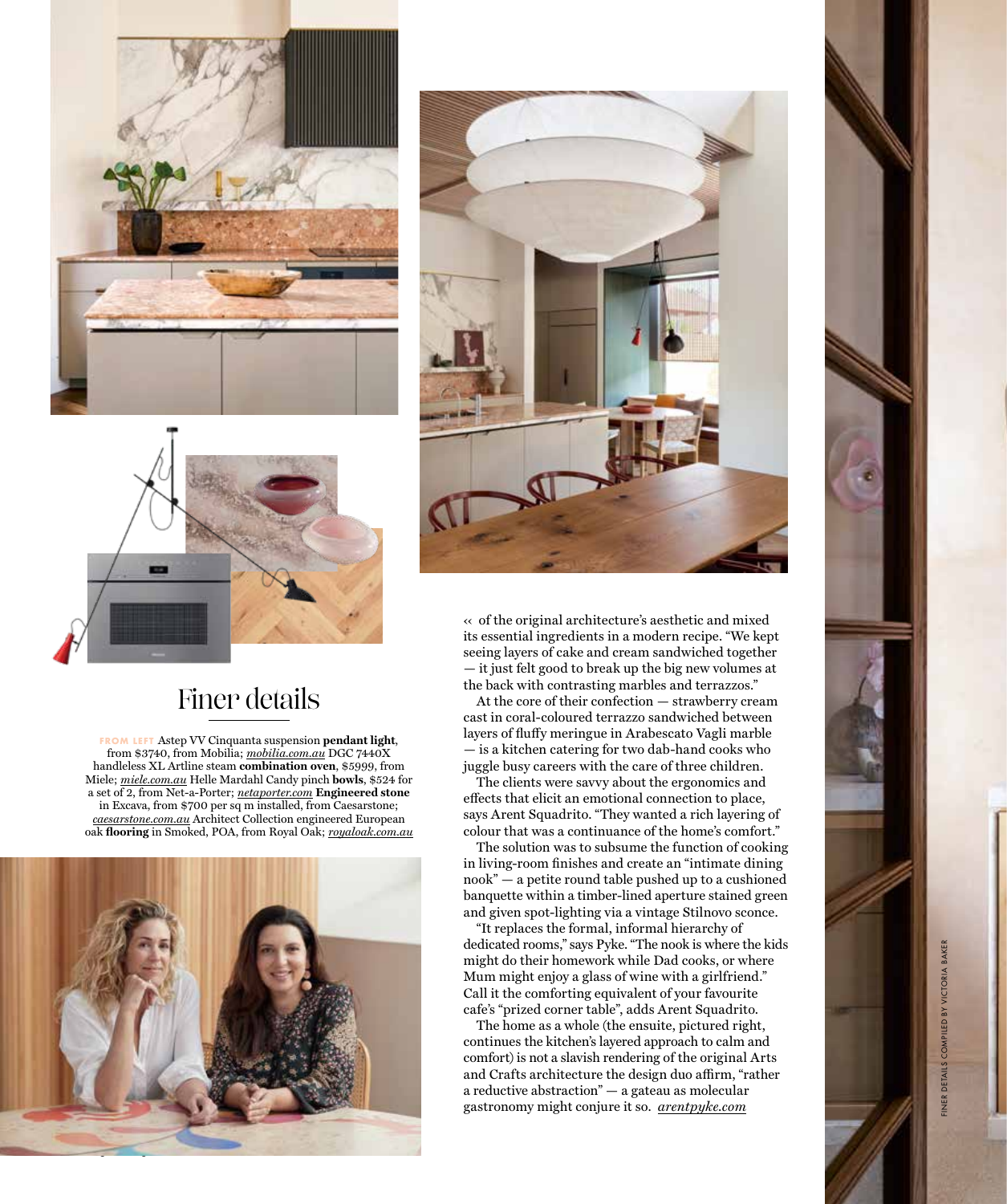## Finer details

FROM LEFT Astep VV Cinquanta suspension **pendant light**, from $3740, from Mobilia; *mobilia.com.au* DGC 7440X handleless XL Artline steam **combination oven**, $5999, from Miele; *miele.com.au* Helle Mardahl Candy pinch **bowls**, $524 for a set of 2, from Net-a-Porter; *netaporter.com* **Engineered stone** in Excava, from $700 per sq m installed, from Caesarstone; *caesarstone.com.au* Architect Collection engineered European oak **flooring** in Smoked, POA, from Royal Oak; *royaloak.com.au*

« of the original architecture's aesthetic and mixed its essential ingredients in a modern recipe. "We kept seeing layers of cake and cream sandwiched together — it just felt good to break up the big new volumes at the back with contrasting marbles and terrazzos."

At the core of their confection — strawberry cream cast in coral-coloured terrazzo sandwiched between layers of fluffy meringue in Arabescato Vagli marble — is a kitchen catering for two dab-hand cooks who juggle busy careers with the care of three children.

The clients were savvy about the ergonomics and effects that elicit an emotional connection to place, says Arent Squadrito. "They wanted a rich layering of colour that was a continuance of the home's comfort."

The solution was to subsume the function of cooking in living-room finishes and create an "intimate dining nook" — a petite round table pushed up to a cushioned banquette within a timber-lined aperture stained green and given spot-lighting via a vintage Stilnovo sconce.

"It replaces the formal, informal hierarchy of dedicated rooms," says Pyke. "The nook is where the kids might do their homework while Dad cooks, or where Mum might enjoy a glass of wine with a girlfriend." Call it the comforting equivalent of your favourite cafe's "prized corner table", adds Arent Squadrito.

The home as a whole (the ensuite, pictured right, continues the kitchen's layered approach to calm and comfort) is not a slavish rendering of the original Arts and Crafts architecture the design duo affirm, "rather a reductive abstraction" — a gateau as molecular gastronomy might conjure it so. *arentpyke.com*

FINER DETAILS COMPILED BY VICTORIA BAKER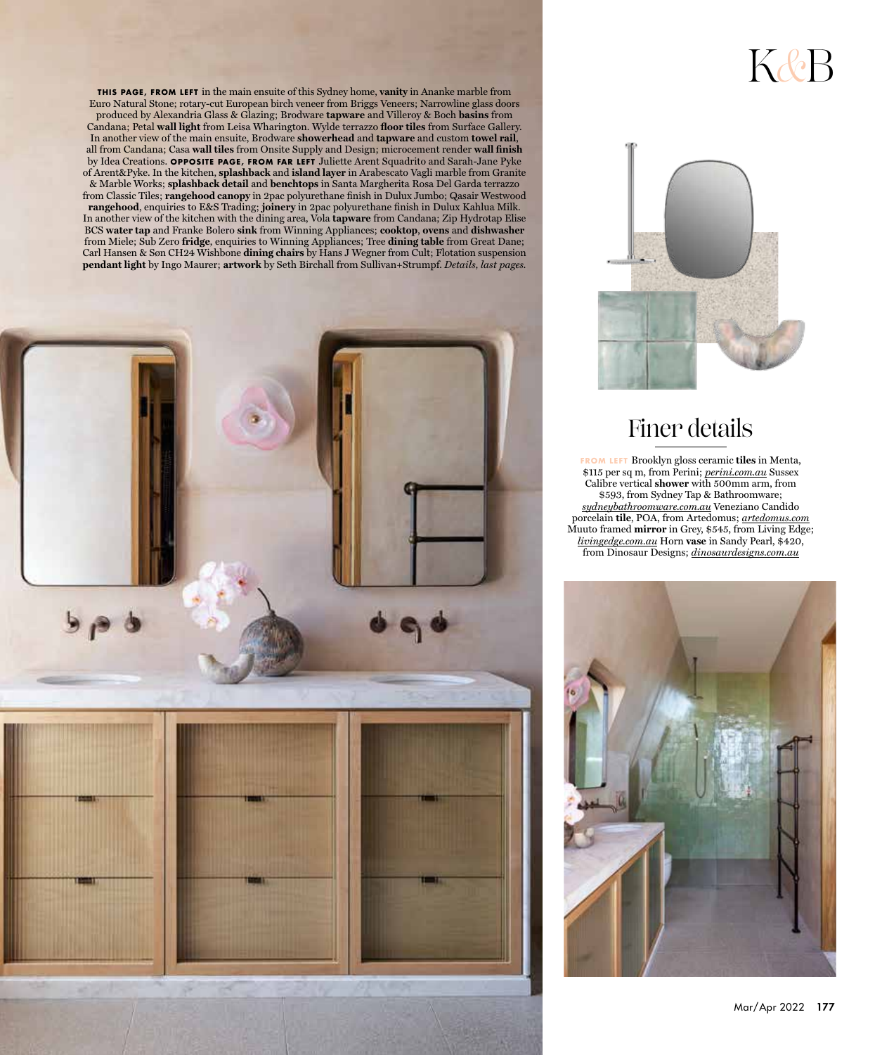**THIS PAGE, FROM LEFT** in the main ensuite of this Sydney home, **vanity** in Ananke marble from Euro Natural Stone; rotary-cut European birch veneer from Briggs Veneers; Narrowline glass doors produced by Alexandria Glass & Glazing; Brodware **tapware** and Villeroy & Boch **basins** from Candana; Petal **wall light** from Leisa Wharington. Wylde terrazzo **floor tiles** from Surface Gallery. In another view of the main ensuite, Brodware **showerhead** and **tapware** and custom **towel rail**, all from Candana; Casa **wall tiles** from Onsite Supply and Design; microcement render **wall finish** by Idea Creations. **OPPOSITE PAGE, FROM FAR LEFT** Juliette Arent Squadrito and Sarah-Jane Pyke of Arent&Pyke. In the kitchen, **splashback** and **island layer** in Arabescato Vagli marble from Granite & Marble Works; **splashback detail** and **benchtops** in Santa Margherita Rosa Del Garda terrazzo from Classic Tiles; **rangehood canopy** in 2pac polyurethane finish in Dulux Jumbo; Qasair Westwood **rangehood**, enquiries to E&S Trading; **joinery** in 2pac polyurethane finish in Dulux Kahlua Milk. In another view of the kitchen with the dining area, Vola **tapware** from Candana; Zip Hydrotap Elise BCS **water tap** and Franke Bolero **sink** from Winning Appliances; **cooktop**, **ovens** and **dishwasher** from Miele; Sub Zero **fridge**, enquiries to Winning Appliances; Tree **dining table** from Great Dane; Carl Hansen & Søn CH24 Wishbone **dining chairs** by Hans J Wegner from Cult; Flotation suspension **pendant light** by Ingo Maurer; **artwork** by Seth Birchall from Sullivan+Strumpf. *Details, last pages.*

## Finer details

**FROM LEFT** Brooklyn gloss ceramic **tiles** in Menta, $115 per sq m, from Perini; *perini.com.au* Sussex Calibre vertical **shower** with 500mm arm, from $593, from Sydney Tap & Bathroomware; *sydneybathroomware.com.au* Veneziano Candido porcelain **tile**, POA, from Artedomus; *artedomus.com* Muuto framed **mirror** in Grey, $545, from Living Edge; *livingedge.com.au* Horn **vase** in Sandy Pearl, $420, from Dinosaur Designs; *dinosaurdesigns.com.au*